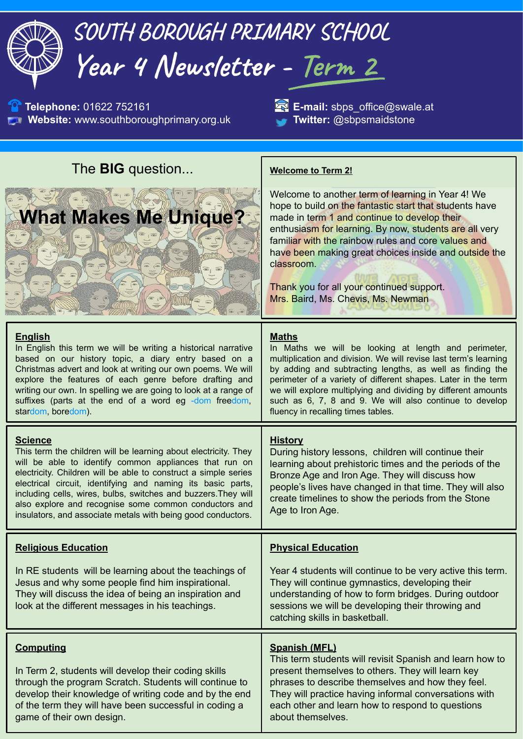# SOUTH BOROUGH PRIMARY SCHOOL

## Year 4 Newsletter - Term 2

**Telephone:** 01622 752161
**Website:** www.southboroughprimary.org.uk
**E-mail:** sbps_office@swale.at
**Twitter:** @sbpsmaidstone

The **BIG** question...

**What Makes Me Unique?**

### Welcome to Term 2!

Welcome to another term of learning in Year 4! We hope to build on the fantastic start that students have made in term 1 and continue to develop their enthusiasm for learning. By now, students are all very familiar with the rainbow rules and core values and have been making great choices inside and outside the classroom.

Thank you for all your continued support.
Mrs. Baird, Ms. Chevis, Ms. Newman

### English

In English this term we will be writing a historical narrative based on our history topic, a diary entry based on a Christmas advert and look at writing our own poems. We will explore the features of each genre before drafting and writing our own. In spelling we are going to look at a range of suffixes (parts at the end of a word eg -dom freedom, stardom, boredom).

### Maths

In Maths we will be looking at length and perimeter, multiplication and division. We will revise last term's learning by adding and subtracting lengths, as well as finding the perimeter of a variety of different shapes. Later in the term we will explore multiplying and dividing by different amounts such as 6, 7, 8 and 9. We will also continue to develop fluency in recalling times tables.

### Science

This term the children will be learning about electricity. They will be able to identify common appliances that run on electricity. Children will be able to construct a simple series electrical circuit, identifying and naming its basic parts, including cells, wires, bulbs, switches and buzzers.They will also explore and recognise some common conductors and insulators, and associate metals with being good conductors.

### History

During history lessons, children will continue their learning about prehistoric times and the periods of the Bronze Age and Iron Age. They will discuss how people's lives have changed in that time. They will also create timelines to show the periods from the Stone Age to Iron Age.

### Religious Education

In RE students will be learning about the teachings of Jesus and why some people find him inspirational. They will discuss the idea of being an inspiration and look at the different messages in his teachings.

### Physical Education

Year 4 students will continue to be very active this term. They will continue gymnastics, developing their understanding of how to form bridges. During outdoor sessions we will be developing their throwing and catching skills in basketball.

### Computing

In Term 2, students will develop their coding skills through the program Scratch. Students will continue to develop their knowledge of writing code and by the end of the term they will have been successful in coding a game of their own design.

### Spanish (MFL)

This term students will revisit Spanish and learn how to present themselves to others. They will learn key phrases to describe themselves and how they feel. They will practice having informal conversations with each other and learn how to respond to questions about themselves.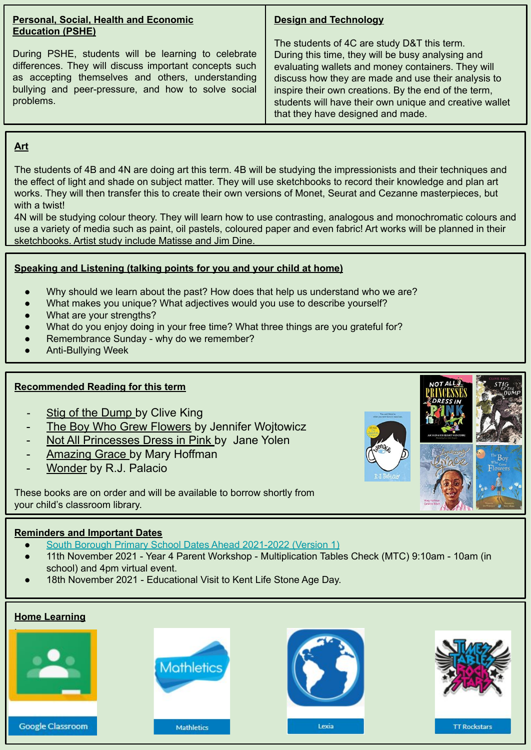## Personal, Social, Health and Economic Education (PSHE)

During PSHE, students will be learning to celebrate differences. They will discuss important concepts such as accepting themselves and others, understanding bullying and peer-pressure, and how to solve social problems.

## Design and Technology

The students of 4C are study D&T this term. During this time, they will be busy analysing and evaluating wallets and money containers. They will discuss how they are made and use their analysis to inspire their own creations. By the end of the term, students will have their own unique and creative wallet that they have designed and made.

## Art

The students of 4B and 4N are doing art this term. 4B will be studying the impressionists and their techniques and the effect of light and shade on subject matter. They will use sketchbooks to record their knowledge and plan art works. They will then transfer this to create their own versions of Monet, Seurat and Cezanne masterpieces, but with a twist!

4N will be studying colour theory. They will learn how to use contrasting, analogous and monochromatic colours and use a variety of media such as paint, oil pastels, coloured paper and even fabric! Art works will be planned in their sketchbooks. Artist study include Matisse and Jim Dine.

## Speaking and Listening (talking points for you and your child at home)

- Why should we learn about the past? How does that help us understand who we are?
- What makes you unique? What adjectives would you use to describe yourself?
- What are your strengths?
- What do you enjoy doing in your free time? What three things are you grateful for?
- Remembrance Sunday - why do we remember?
- Anti-Bullying Week

## Recommended Reading for this term

- Stig of the Dump by Clive King
- The Boy Who Grew Flowers by Jennifer Wojtowicz
- Not All Princesses Dress in Pink by Jane Yolen
- Amazing Grace by Mary Hoffman
- Wonder by R.J. Palacio

These books are on order and will be available to borrow shortly from your child's classroom library.

## Reminders and Important Dates

- South Borough Primary School Dates Ahead 2021-2022 (Version 1)
- 11th November 2021 - Year 4 Parent Workshop - Multiplication Tables Check (MTC) 9:10am - 10am (in school) and 4pm virtual event.
- 18th November 2021 - Educational Visit to Kent Life Stone Age Day.

## Home Learning

Google Classroom

Mathletics

Lexia

TT Rockstars